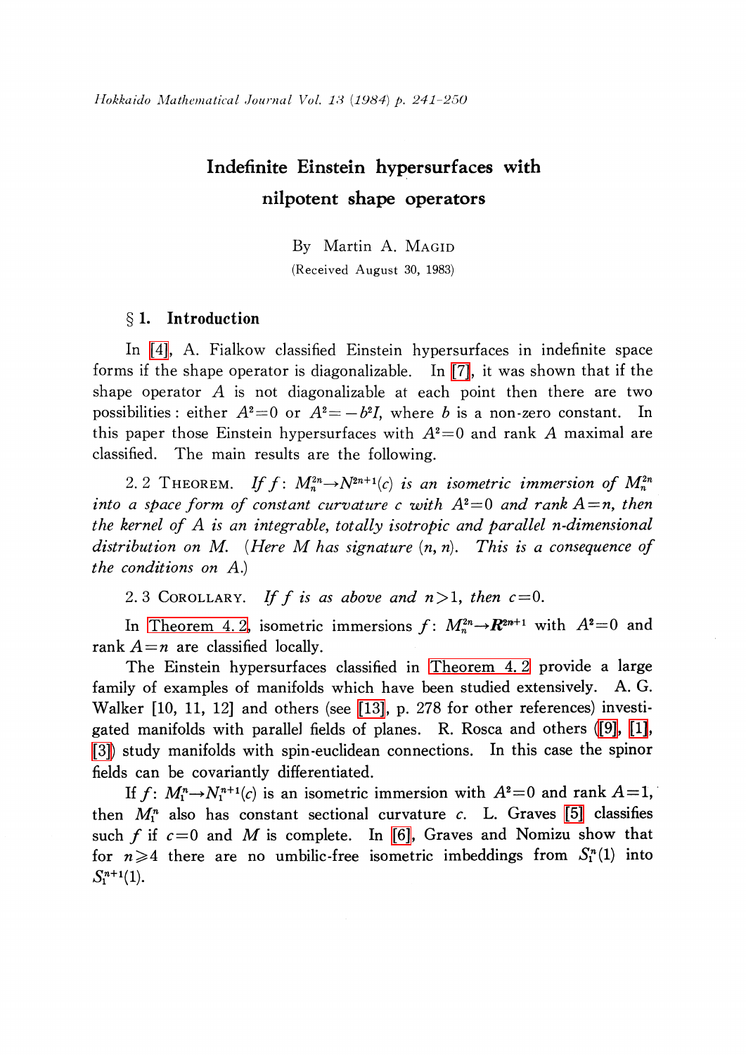# Indefinite Einstein hypersurfaces with nilpotent shape operators

By Martin A. MAGID

(Received August 30, 1983)

## § 1. Introduction

In [4], A. Fialkow classified Einstein hypersurfaces in indefinite space forms if the shape operator is diagonalizable. In [7], it was shown that if the shape operator $A$ is not diagonalizable at each point then there are two possibilities: either $A^2=0$ or $A^2=-b^2I$, where $b$ is a non-zero constant. In this paper those Einstein hypersurfaces with $A^2=0$ and rank $A$ maximal are classified. The main results are the following.

2.2 THEOREM. *If $f: M_n^{2n} \to N^{2n+1}(c)$ is an isometric immersion of $M_n^{2n}$ into a space form of constant curvature $c$ with $A^2=0$ and rank $A=n$, then the kernel of $A$ is an integrable, totally isotropic and parallel $n$-dimensional distribution on $M$. (Here $M$ has signature $(n, n)$. This is a consequence of the conditions on $A$.)*

2.3 COROLLARY. *If $f$ is as above and $n>1$, then $c=0$.*

In Theorem 4.2, isometric immersions $f: M_n^{2n} \to \boldsymbol{R}^{2n+1}$ with $A^2=0$ and rank $A=n$ are classified locally.

The Einstein hypersurfaces classified in Theorem 4.2 provide a large family of examples of manifolds which have been studied extensively. A. G. Walker [10, 11, 12] and others (see [13], p. 278 for other references) investigated manifolds with parallel fields of planes. R. Rosca and others ([9], [1], [3]) study manifolds with spin-euclidean connections. In this case the spinor fields can be covariantly differentiated.

If $f: M_1^n \to N_1^{n+1}(c)$ is an isometric immersion with $A^2=0$ and rank $A=1$, then $M_1^n$ also has constant sectional curvature $c$. L. Graves [5] classifies such $f$ if $c=0$ and $M$ is complete. In [6], Graves and Nomizu show that for $n \geqslant 4$ there are no umbilic-free isometric imbeddings from $S_1^n(1)$ into $S_1^{n+1}(1)$.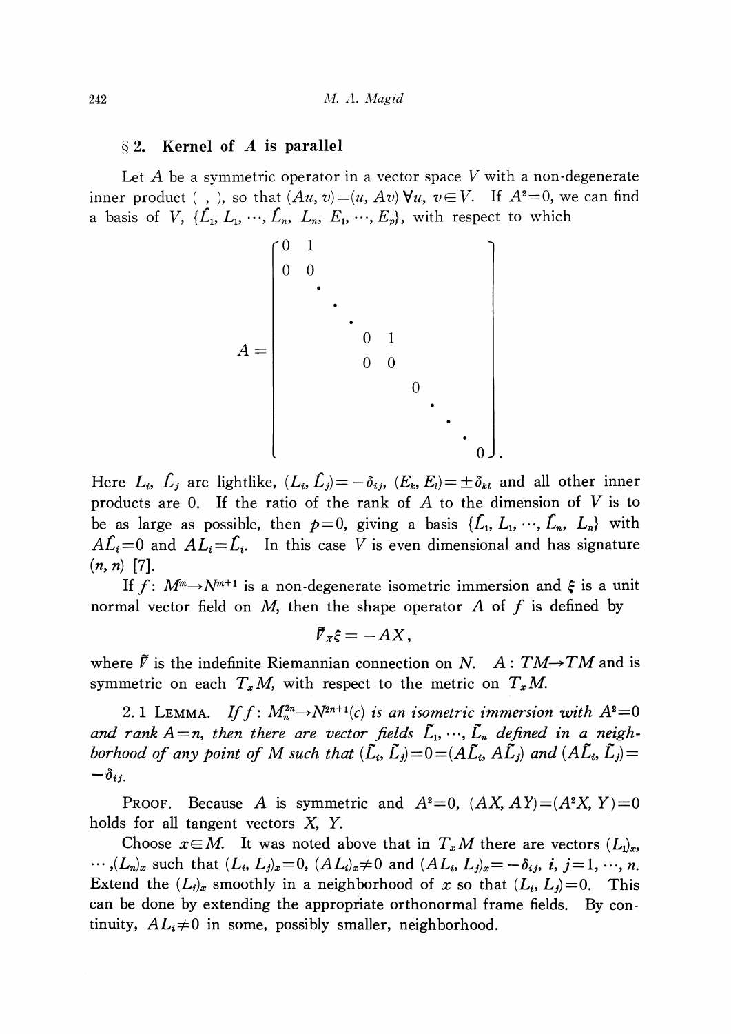## § 2. Kernel of $A$ is parallel

Let $A$ be a symmetric operator in a vector space $V$ with a non-degenerate inner product $(\ ,\ )$, so that $(Au, v)=(u, Av)\ \forall u, v\in V$. If $A^2=0$, we can find a basis of $V$, $\{\hat{L}_1, L_1, \cdots, \hat{L}_n, L_n, E_1, \cdots, E_p\}$, with respect to which

$$A=\begin{bmatrix} 0 & 1 & & & & & & \\ 0 & 0 & & & & & & \\ & & \ddots & & & & & \\ & & & 0 & 1 & & & \\ & & & 0 & 0 & & & \\ & & & & & 0 & & \\ & & & & & & \ddots & \\ & & & & & & & 0 \end{bmatrix}.$$

Here $L_i$, $\hat{L}_j$ are lightlike, $(L_i, \hat{L}_j)=-\delta_{ij}$, $(E_k, E_l)=\pm\delta_{kl}$ and all other inner products are 0. If the ratio of the rank of $A$ to the dimension of $V$ is to be as large as possible, then $p=0$, giving a basis $\{\hat{L}_1, L_1, \cdots, \hat{L}_n, L_n\}$ with $A\hat{L}_i=0$ and $AL_i=\hat{L}_i$. In this case $V$ is even dimensional and has signature $(n, n)$ [7].

If $f\colon M^m\to N^{m+1}$ is a non-degenerate isometric immersion and $\xi$ is a unit normal vector field on $M$, then the shape operator $A$ of $f$ is defined by

$$\tilde{\nabla}_X\xi=-AX,$$

where $\tilde{\nabla}$ is the indefinite Riemannian connection on $N$. $A\colon TM\to TM$ and is symmetric on each $T_xM$, with respect to the metric on $T_xM$.

2.1 Lemma. *If $f\colon M_n^{2n}\to N^{2n+1}(c)$ is an isometric immersion with $A^2=0$ and rank $A=n$, then there are vector fields $\hat{L}_1, \cdots, \hat{L}_n$ defined in a neighborhood of any point of $M$ such that $(\hat{L}_i, \hat{L}_j)=0=(A\hat{L}_i, A\hat{L}_j)$ and $(A\hat{L}_i, \hat{L}_j)=-\delta_{ij}$.*

Proof. Because $A$ is symmetric and $A^2=0$, $(AX, AY)=(A^2X, Y)=0$ holds for all tangent vectors $X$, $Y$.

Choose $x\in M$. It was noted above that in $T_xM$ there are vectors $(L_1)_x, \cdots, (L_n)_x$ such that $(L_i, L_j)_x=0$, $(AL_i)_x\neq 0$ and $(AL_i, L_j)_x=-\delta_{ij}$, $i, j=1, \cdots, n$. Extend the $(L_i)_x$ smoothly in a neighborhood of $x$ so that $(L_i, L_j)=0$. This can be done by extending the appropriate orthonormal frame fields. By continuity, $AL_i\neq 0$ in some, possibly smaller, neighborhood.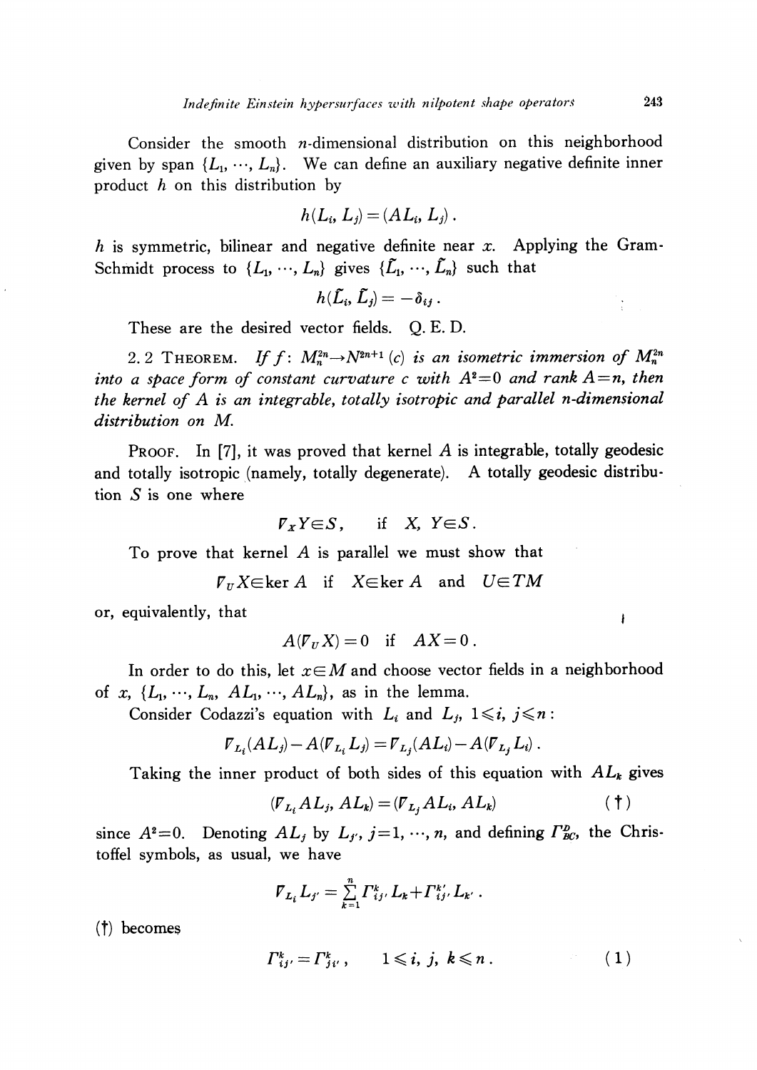Consider the smooth $n$-dimensional distribution on this neighborhood given by span $\{L_1, \cdots, L_n\}$. We can define an auxiliary negative definite inner product $h$ on this distribution by

$$h(L_i, L_j) = (AL_i, L_j)\,.$$

$h$ is symmetric, bilinear and negative definite near $x$. Applying the Gram-Schmidt process to $\{L_1, \cdots, L_n\}$ gives $\{\tilde{L}_1, \cdots, \tilde{L}_n\}$ such that

$$h(\tilde{L}_i, \tilde{L}_j) = -\delta_{ij}\,.$$

These are the desired vector fields. Q. E. D.

2.2 Theorem. *If $f\colon M_n^{2n} \to N^{2n+1}(c)$ is an isometric immersion of $M_n^{2n}$ into a space form of constant curvature $c$ with $A^2=0$ and rank $A=n$, then the kernel of $A$ is an integrable, totally isotropic and parallel $n$-dimensional distribution on $M$.*

Proof. In [7], it was proved that kernel $A$ is integrable, totally geodesic and totally isotropic (namely, totally degenerate). A totally geodesic distribution $S$ is one where

$$\nabla_X Y \in S\,, \qquad \text{if } \; X,\, Y \in S\,.$$

To prove that kernel $A$ is parallel we must show that

$$\nabla_U X \in \ker A \quad \text{if} \quad X \in \ker A \quad \text{and} \quad U \in TM$$

or, equivalently, that

$$A(\nabla_U X) = 0 \quad \text{if} \quad AX = 0\,.$$

In order to do this, let $x \in M$ and choose vector fields in a neighborhood of $x$, $\{L_1, \cdots, L_n,\, AL_1, \cdots, AL_n\}$, as in the lemma.

Consider Codazzi's equation with $L_i$ and $L_j$, $1 \leqslant i,\, j \leqslant n$:

$$\nabla_{L_i}(AL_j) - A(\nabla_{L_i} L_j) = \nabla_{L_j}(AL_i) - A(\nabla_{L_j} L_i)\,.$$

Taking the inner product of both sides of this equation with $AL_k$ gives

$$(\nabla_{L_i} AL_j,\, AL_k) = (\nabla_{L_j} AL_i,\, AL_k) \tag{†}$$

since $A^2=0$. Denoting $AL_j$ by $L_{j'}$, $j=1, \cdots, n$, and defining $\Gamma^D_{BC}$, the Christoffel symbols, as usual, we have

$$\nabla_{L_i} L_{j'} = \sum_{k=1}^{n} \Gamma^k_{ij'} L_k + \Gamma^{k'}_{ij'} L_{k'}\,.$$

(†) becomes

$$\Gamma^k_{ij'} = \Gamma^k_{ji'}\,, \qquad 1 \leqslant i,\, j,\, k \leqslant n\,. \tag{1}$$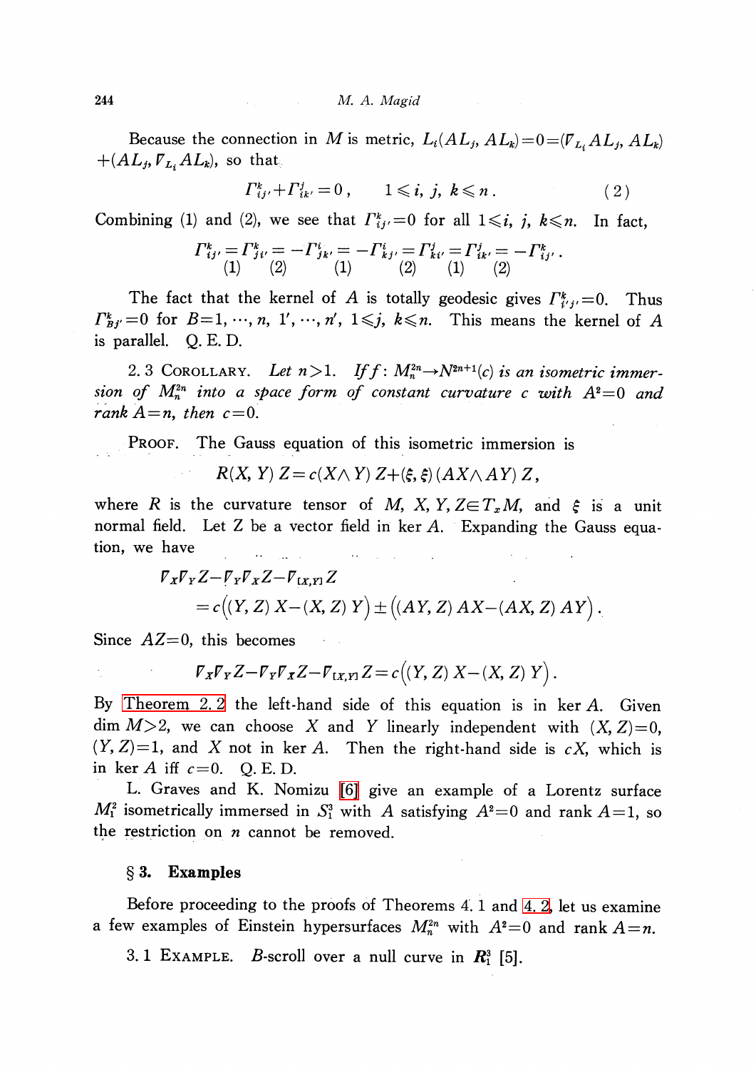Because the connection in $M$ is metric, $L_i(AL_j, AL_k)=0=(\nabla_{L_i}AL_j, AL_k)+(AL_j, \nabla_{L_i}AL_k)$, so that

$$\Gamma^k_{ij'}+\Gamma^j_{ik'}=0\,, \qquad 1\leqslant i,\ j,\ k\leqslant n\,. \tag{2}$$

Combining (1) and (2), we see that $\Gamma^k_{ij'}=0$ for all $1\leqslant i,\ j,\ k\leqslant n$. In fact,

$$\Gamma^k_{ij'}\underset{(1)}{=}\Gamma^k_{ji'}\underset{(2)}{=}-\Gamma^i_{jk'}\underset{(1)}{=}-\Gamma^i_{kj'}\underset{(2)}{=}\Gamma^j_{ki'}\underset{(1)}{=}\Gamma^j_{ik'}\underset{(2)}{=}-\Gamma^k_{ij'}\,.$$

The fact that the kernel of $A$ is totally geodesic gives $\Gamma^k_{i'j'}=0$. Thus $\Gamma^k_{Bj'}=0$ for $B=1, \cdots, n, 1', \cdots, n'$, $1\leqslant j,\ k\leqslant n$. This means the kernel of $A$ is parallel. Q. E. D.

2.3 COROLLARY. *Let $n>1$. If $f\colon M^{2n}_n\to N^{2n+1}(c)$ is an isometric immersion of $M^{2n}_n$ into a space form of constant curvature $c$ with $A^2=0$ and rank $A=n$, then $c=0$.*

PROOF. The Gauss equation of this isometric immersion is

$$R(X, Y)\,Z=c(X\wedge Y)\,Z+(\xi, \xi)\,(AX\wedge AY)\,Z\,,$$

where $R$ is the curvature tensor of $M$, $X, Y, Z\in T_xM$, and $\xi$ is a unit normal field. Let $Z$ be a vector field in $\ker A$. Expanding the Gauss equation, we have

$$\begin{aligned}&\nabla_X\nabla_Y Z-\nabla_Y\nabla_X Z-\nabla_{[X,Y]}Z\\&=c\Big((Y, Z)\,X-(X, Z)\,Y\Big)\pm\Big((AY, Z)\,AX-(AX, Z)\,AY\Big)\,.\end{aligned}$$

Since $AZ=0$, this becomes

$$\nabla_X\nabla_Y Z-\nabla_Y\nabla_X Z-\nabla_{[X,Y]}Z=c\Big((Y, Z)\,X-(X, Z)\,Y\Big)\,.$$

By Theorem 2.2 the left-hand side of this equation is in $\ker A$. Given $\dim M>2$, we can choose $X$ and $Y$ linearly independent with $(X, Z)=0$, $(Y, Z)=1$, and $X$ not in $\ker A$. Then the right-hand side is $cX$, which is in $\ker A$ iff $c=0$. Q. E. D.

L. Graves and K. Nomizu [6] give an example of a Lorentz surface $M^2_1$ isometrically immersed in $S^3_1$ with $A$ satisfying $A^2=0$ and rank $A=1$, so the restriction on $n$ cannot be removed.

## § 3. Examples

Before proceeding to the proofs of Theorems 4.1 and 4.2, let us examine a few examples of Einstein hypersurfaces $M^{2n}_n$ with $A^2=0$ and rank $A=n$.

3.1 EXAMPLE. *B*-scroll over a null curve in $\boldsymbol{R}^3_1$ [5].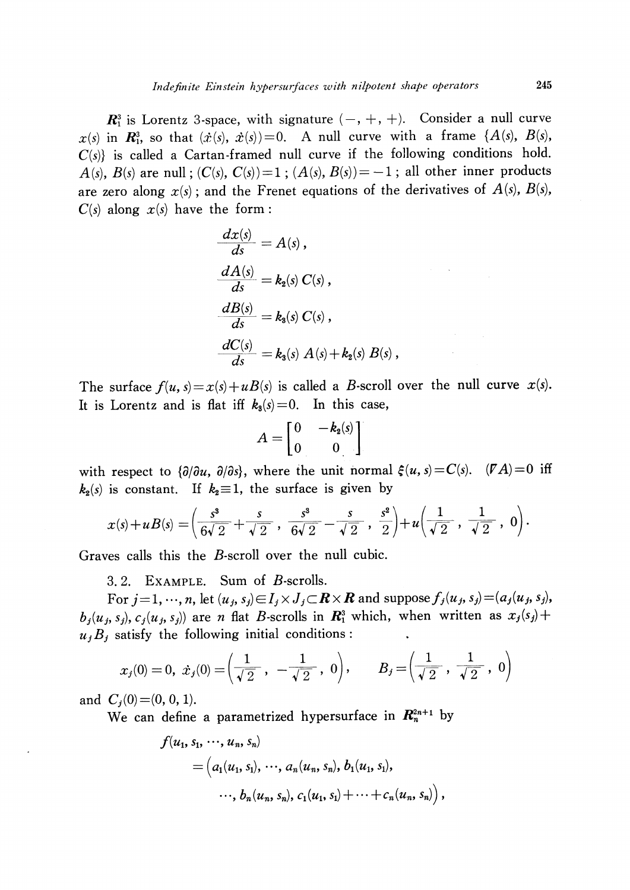$\boldsymbol{R}_1^3$ is Lorentz 3-space, with signature $(-, +, +)$. Consider a null curve $x(s)$ in $\boldsymbol{R}_1^3$, so that $(\dot{x}(s), \dot{x}(s))=0$. A null curve with a frame $\{A(s), B(s), C(s)\}$ is called a Cartan-framed null curve if the following conditions hold. $A(s)$, $B(s)$ are null; $(C(s), C(s))=1$; $(A(s), B(s))=-1$; all other inner products are zero along $x(s)$; and the Frenet equations of the derivatives of $A(s)$, $B(s)$, $C(s)$ along $x(s)$ have the form:

$$\frac{dx(s)}{ds}=A(s),$$

$$\frac{dA(s)}{ds}=k_2(s)\,C(s),$$

$$\frac{dB(s)}{ds}=k_3(s)\,C(s),$$

$$\frac{dC(s)}{ds}=k_3(s)\,A(s)+k_2(s)\,B(s),$$

The surface $f(u, s)=x(s)+uB(s)$ is called a $B$-scroll over the null curve $x(s)$. It is Lorentz and is flat iff $k_3(s)=0$. In this case,

$$A=\begin{bmatrix} 0 & -k_2(s) \\ 0 & 0 \end{bmatrix}$$

with respect to $\{\partial/\partial u, \partial/\partial s\}$, where the unit normal $\xi(u, s)=C(s)$. $(\nabla A)=0$ iff $k_2(s)$ is constant. If $k_2 \equiv 1$, the surface is given by

$$x(s)+uB(s)=\left(\frac{s^3}{6\sqrt{2}}+\frac{s}{\sqrt{2}},\ \frac{s^3}{6\sqrt{2}}-\frac{s}{\sqrt{2}},\ \frac{s^2}{2}\right)+u\left(\frac{1}{\sqrt{2}},\ \frac{1}{\sqrt{2}},\ 0\right).$$

Graves calls this the $B$-scroll over the null cubic.

3.2. Example. Sum of $B$-scrolls.

For $j=1, \cdots, n$, let $(u_j, s_j)\in I_j\times J_j\subset \boldsymbol{R}\times\boldsymbol{R}$ and suppose $f_j(u_j, s_j)=(a_j(u_j, s_j), b_j(u_j, s_j), c_j(u_j, s_j))$ are $n$ flat $B$-scrolls in $\boldsymbol{R}_1^3$ which, when written as $x_j(s_j)+u_jB_j$ satisfy the following initial conditions:

$$x_j(0)=0,\ \dot{x}_j(0)=\left(\frac{1}{\sqrt{2}},\ -\frac{1}{\sqrt{2}},\ 0\right),\qquad B_j=\left(\frac{1}{\sqrt{2}},\ \frac{1}{\sqrt{2}},\ 0\right)$$

and $C_j(0)=(0, 0, 1)$.

We can define a parametrized hypersurface in $\boldsymbol{R}_n^{2n+1}$ by

$$\begin{aligned} &f(u_1, s_1, \cdots, u_n, s_n) \\ &\quad=\Big(a_1(u_1, s_1), \cdots, a_n(u_n, s_n), b_1(u_1, s_1), \\ &\qquad \cdots, b_n(u_n, s_n), c_1(u_1, s_1)+\cdots+c_n(u_n, s_n)\Big), \end{aligned}$$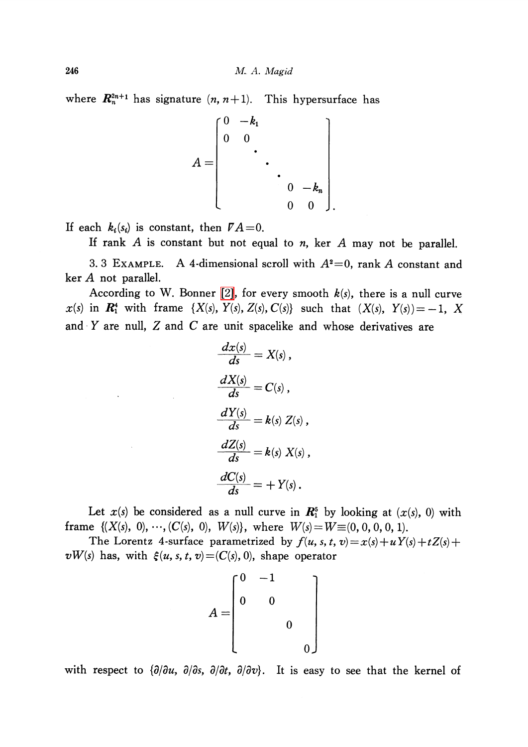where $\boldsymbol{R}^{2n+1}_n$ has signature $(n, n+1)$. This hypersurface has

$$A = \begin{bmatrix} 0 & -k_1 & & & \\ 0 & 0 & & & \\ & & \cdot & & \\ & & & \cdot & \\ & & & & \cdot & \\ & & & & & 0 & -k_n \\ & & & & & 0 & 0 \end{bmatrix}.$$

If each $k_i(s_i)$ is constant, then $\nabla A = 0$.

If rank $A$ is constant but not equal to $n$, ker $A$ may not be parallel.

3.3 EXAMPLE. A 4-dimensional scroll with $A^2=0$, rank $A$ constant and ker $A$ not parallel.

According to W. Bonner [2], for every smooth $k(s)$, there is a null curve $x(s)$ in $\boldsymbol{R}^4_1$ with frame $\{X(s), Y(s), Z(s), C(s)\}$ such that $(X(s), Y(s)) = -1$, $X$ and $Y$ are null, $Z$ and $C$ are unit spacelike and whose derivatives are

$$\frac{dx(s)}{ds} = X(s),$$

$$\frac{dX(s)}{ds} = C(s),$$

$$\frac{dY(s)}{ds} = k(s)\, Z(s),$$

$$\frac{dZ(s)}{ds} = k(s)\, X(s),$$

$$\frac{dC(s)}{ds} = +Y(s).$$

Let $x(s)$ be considered as a null curve in $\boldsymbol{R}^5_1$ by looking at $(x(s), 0)$ with frame $\{(X(s), 0), \cdots, (C(s), 0), W(s)\}$, where $W(s) = W \equiv (0, 0, 0, 0, 1)$.

The Lorentz 4-surface parametrized by $f(u, s, t, v) = x(s) + uY(s) + tZ(s) + vW(s)$ has, with $\xi(u, s, t, v) = (C(s), 0)$, shape operator

$$A = \begin{bmatrix} 0 & -1 & & \\ 0 & 0 & & \\ & & 0 & \\ & & & 0 \end{bmatrix}$$

with respect to $\{\partial/\partial u, \partial/\partial s, \partial/\partial t, \partial/\partial v\}$. It is easy to see that the kernel of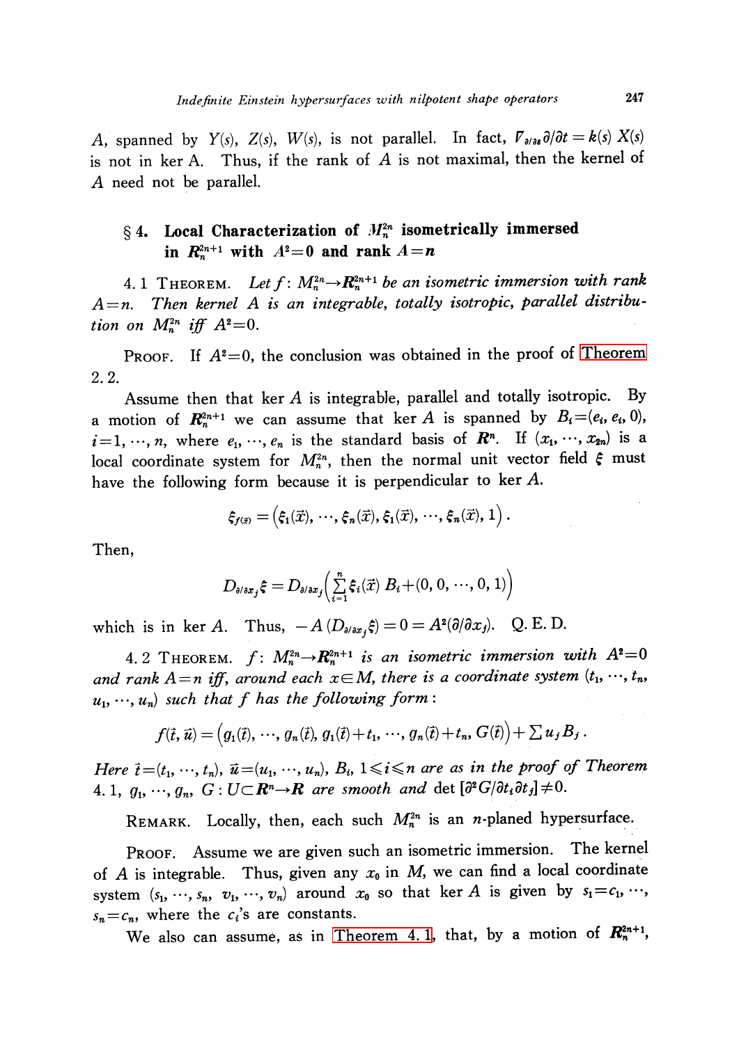$A$, spanned by $Y(s)$, $Z(s)$, $W(s)$, is not parallel. In fact, $\nabla_{\partial/\partial s}\partial/\partial t = k(s)\, X(s)$ is not in ker A. Thus, if the rank of $A$ is not maximal, then the kernel of $A$ need not be parallel.

## § 4. Local Characterization of $M_n^{2n}$ isometrically immersed in $R_n^{2n+1}$ with $A^2=0$ and rank $A=n$

4.1 THEOREM. *Let $f$: $M_n^{2n}\to R_n^{2n+1}$ be an isometric immersion with rank $A=n$. Then kernel $A$ is an integrable, totally isotropic, parallel distribution on $M_n^{2n}$ iff $A^2=0$.*

PROOF. If $A^2=0$, the conclusion was obtained in the proof of Theorem 2.2.

Assume then that ker $A$ is integrable, parallel and totally isotropic. By a motion of $R_n^{2n+1}$ we can assume that ker $A$ is spanned by $B_i=(e_i, e_i, 0)$, $i=1, \cdots, n$, where $e_1, \cdots, e_n$ is the standard basis of $R^n$. If $(x_1, \cdots, x_{2n})$ is a local coordinate system for $M_n^{2n}$, then the normal unit vector field $\xi$ must have the following form because it is perpendicular to ker $A$.

$$\xi_{f(\vec{x})}=\left(\xi_1(\vec{x}), \cdots, \xi_n(\vec{x}), \xi_1(\vec{x}), \cdots, \xi_n(\vec{x}), 1\right).$$

Then,

$$D_{\partial/\partial x_j}\xi = D_{\partial/\partial x_j}\left(\sum_{i=1}^{n}\xi_i(\vec{x})\, B_i+(0, 0, \cdots, 0, 1)\right)$$

which is in ker $A$. Thus, $-A(D_{\partial/\partial x_j}\xi)=0=A^2(\partial/\partial x_j)$. Q. E. D.

4.2 THEOREM. *$f$: $M_n^{2n}\to R_n^{2n+1}$ is an isometric immersion with $A^2=0$ and rank $A=n$ iff, around each $x\in M$, there is a coordinate system $(t_1, \cdots, t_n, u_1, \cdots, u_n)$ such that $f$ has the following form:*

$$f(\vec{t}, \vec{u})=\left(g_1(\vec{t}), \cdots, g_n(\vec{t}), g_1(\vec{t})+t_1, \cdots, g_n(\vec{t})+t_n, G(\vec{t})\right)+\sum u_j B_j\,.$$

*Here $\vec{t}=(t_1, \cdots, t_n)$, $\vec{u}=(u_1, \cdots, u_n)$, $B_i$, $1\leqslant i\leqslant n$ are as in the proof of Theorem 4.1, $g_1, \cdots, g_n$, $G: U\subset R^n\to R$ are smooth and* $\det[\partial^2 G/\partial t_i\partial t_j]\neq 0$.

REMARK. Locally, then, each such $M_n^{2n}$ is an $n$-planed hypersurface.

PROOF. Assume we are given such an isometric immersion. The kernel of $A$ is integrable. Thus, given any $x_0$ in $M$, we can find a local coordinate system $(s_1, \cdots, s_n, v_1, \cdots, v_n)$ around $x_0$ so that ker $A$ is given by $s_1=c_1, \cdots, s_n=c_n$, where the $c_i$'s are constants.

We also can assume, as in Theorem 4.1, that, by a motion of $R_n^{2n+1}$,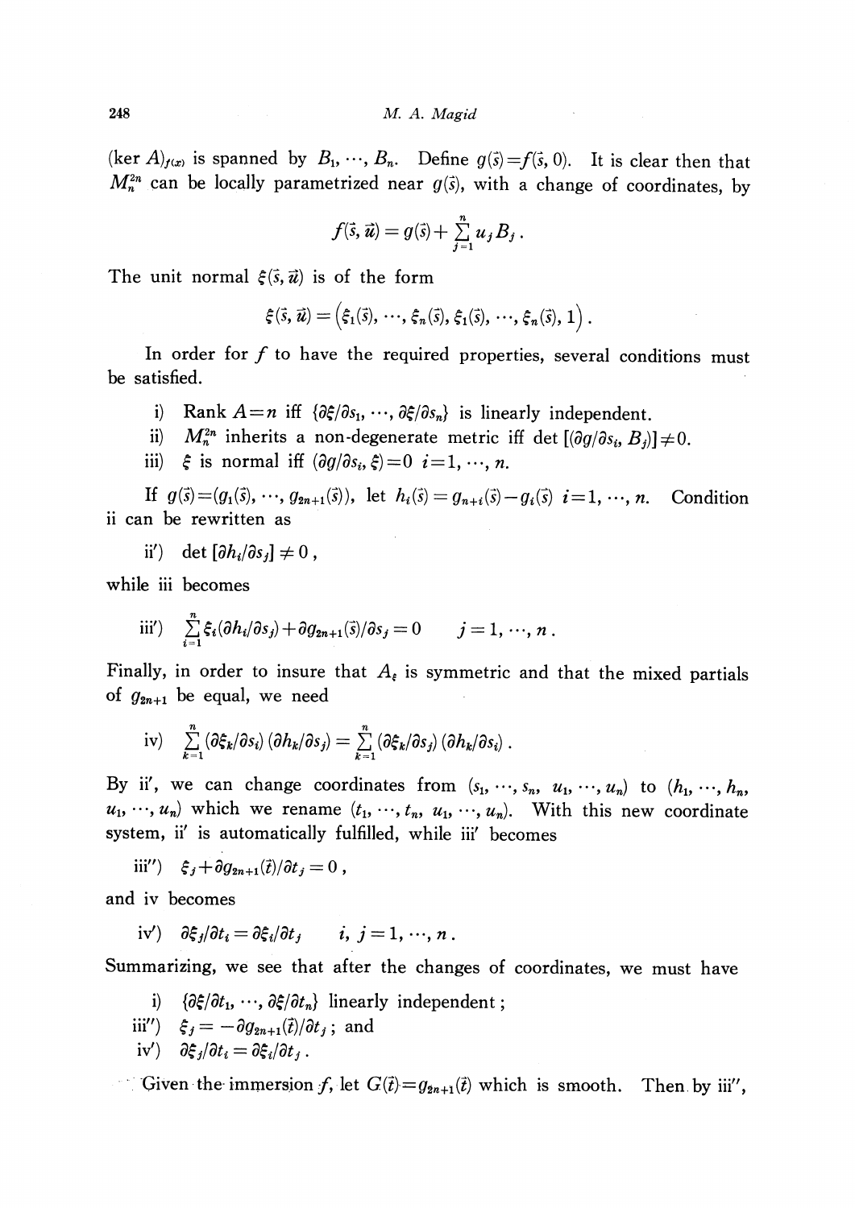$(\ker A)_{f(x)}$ is spanned by $B_1, \cdots, B_n$. Define $g(\vec{s})=f(\vec{s}, 0)$. It is clear then that $M_n^{2n}$ can be locally parametrized near $g(\vec{s})$, with a change of coordinates, by

$$f(\vec{s}, \vec{u}) = g(\vec{s}) + \sum_{j=1}^{n} u_j B_j .$$

The unit normal $\xi(\vec{s}, \vec{u})$ is of the form

$$\xi(\vec{s}, \vec{u}) = \left(\xi_1(\vec{s}), \cdots, \xi_n(\vec{s}), \xi_1(\vec{s}), \cdots, \xi_n(\vec{s}), 1\right).$$

In order for $f$ to have the required properties, several conditions must be satisfied.

i) Rank $A=n$ iff $\{\partial\xi/\partial s_1, \cdots, \partial\xi/\partial s_n\}$ is linearly independent.

ii) $M_n^{2n}$ inherits a non-degenerate metric iff $\det[(\partial g/\partial s_i, B_j)]\neq 0$.

iii) $\xi$ is normal iff $(\partial g/\partial s_i, \xi)=0$ $i=1, \cdots, n$.

If $g(\vec{s})=(g_1(\vec{s}), \cdots, g_{2n+1}(\vec{s}))$, let $h_i(\vec{s}) = g_{n+i}(\vec{s}) - g_i(\vec{s})$ $i=1, \cdots, n$. Condition ii can be rewritten as

ii′) $\det[\partial h_i/\partial s_j] \neq 0$ ,

while iii becomes

iii′) $\sum_{i=1}^{n} \xi_i(\partial h_i/\partial s_j) + \partial g_{2n+1}(\vec{s})/\partial s_j = 0 \qquad j=1, \cdots, n$ .

Finally, in order to insure that $A_\xi$ is symmetric and that the mixed partials of $g_{2n+1}$ be equal, we need

iv) $\sum_{k=1}^{n} (\partial\xi_k/\partial s_i)(\partial h_k/\partial s_j) = \sum_{k=1}^{n} (\partial\xi_k/\partial s_j)(\partial h_k/\partial s_i)$ .

By ii′, we can change coordinates from $(s_1, \cdots, s_n, u_1, \cdots, u_n)$ to $(h_1, \cdots, h_n, u_1, \cdots, u_n)$ which we rename $(t_1, \cdots, t_n, u_1, \cdots, u_n)$. With this new coordinate system, ii′ is automatically fulfilled, while iii′ becomes

iii″) $\xi_j + \partial g_{2n+1}(\vec{t})/\partial t_j = 0$ ,

and iv becomes

iv′) $\partial\xi_j/\partial t_i = \partial\xi_i/\partial t_j \qquad i, j=1, \cdots, n$ .

Summarizing, we see that after the changes of coordinates, we must have

i) $\{\partial\xi/\partial t_1, \cdots, \partial\xi/\partial t_n\}$ linearly independent;

iii″) $\xi_j = -\partial g_{2n+1}(\vec{t})/\partial t_j$ ; and

iv′) $\partial\xi_j/\partial t_i = \partial\xi_i/\partial t_j$ .

Given the immersion $f$, let $G(\vec{t})=g_{2n+1}(\vec{t})$ which is smooth. Then by iii″,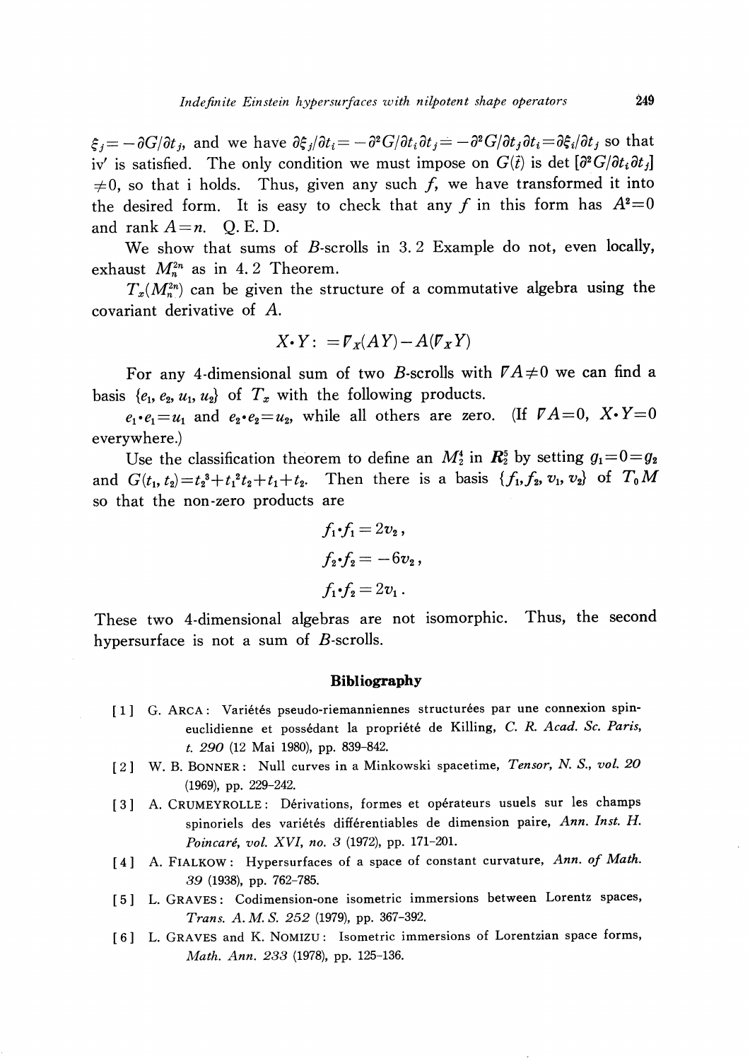$\xi_j = -\partial G/\partial t_j$, and we have $\partial \xi_j/\partial t_i = -\partial^2 G/\partial t_i \partial t_j = -\partial^2 G/\partial t_j \partial t_i = \partial \xi_i/\partial t_j$ so that iv′ is satisfied. The only condition we must impose on $G(\vec{t})$ is det $[\partial^2 G/\partial t_i \partial t_j] \neq 0$, so that i holds. Thus, given any such $f$, we have transformed it into the desired form. It is easy to check that any $f$ in this form has $A^2=0$ and rank $A=n$. Q. E. D.

We show that sums of $B$-scrolls in 3. 2 Example do not, even locally, exhaust $M_n^{2n}$ as in 4. 2 Theorem.

$T_x(M_n^{2n})$ can be given the structure of a commutative algebra using the covariant derivative of $A$.

$$X \cdot Y := \nabla_X(AY) - A(\nabla_X Y)$$

For any 4-dimensional sum of two $B$-scrolls with $\nabla A \neq 0$ we can find a basis $\{e_1, e_2, u_1, u_2\}$ of $T_x$ with the following products.

$e_1 \cdot e_1 = u_1$ and $e_2 \cdot e_2 = u_2$, while all others are zero. (If $\nabla A = 0$, $X \cdot Y = 0$ everywhere.)

Use the classification theorem to define an $M_2^4$ in $\boldsymbol{R}_2^5$ by setting $g_1 = 0 = g_2$ and $G(t_1, t_2) = t_2^3 + t_1^2 t_2 + t_1 + t_2$. Then there is a basis $\{f_1, f_2, v_1, v_2\}$ of $T_0 M$ so that the non-zero products are

$$f_1 \cdot f_1 = 2v_2,$$

$$f_2 \cdot f_2 = -6v_2,$$

$$f_1 \cdot f_2 = 2v_1.$$

These two 4-dimensional algebras are not isomorphic. Thus, the second hypersurface is not a sum of $B$-scrolls.

## Bibliography

[1] G. Arca: Variétés pseudo-riemanniennes structurées par une connexion spin-euclidienne et possédant la propriété de Killing, *C. R. Acad. Sc. Paris*, *t. 290* (12 Mai 1980), pp. 839–842.

[2] W. B. Bonner: Null curves in a Minkowski spacetime, *Tensor, N. S., vol. 20* (1969), pp. 229–242.

[3] A. Crumeyrolle: Dérivations, formes et opérateurs usuels sur les champs spinoriels des variétés différentiables de dimension paire, *Ann. Inst. H. Poincaré, vol. XVI, no. 3* (1972), pp. 171–201.

[4] A. Fialkow: Hypersurfaces of a space of constant curvature, *Ann. of Math. 39* (1938), pp. 762–785.

[5] L. Graves: Codimension-one isometric immersions between Lorentz spaces, *Trans. A. M. S. 252* (1979), pp. 367–392.

[6] L. Graves and K. Nomizu: Isometric immersions of Lorentzian space forms, *Math. Ann. 233* (1978), pp. 125–136.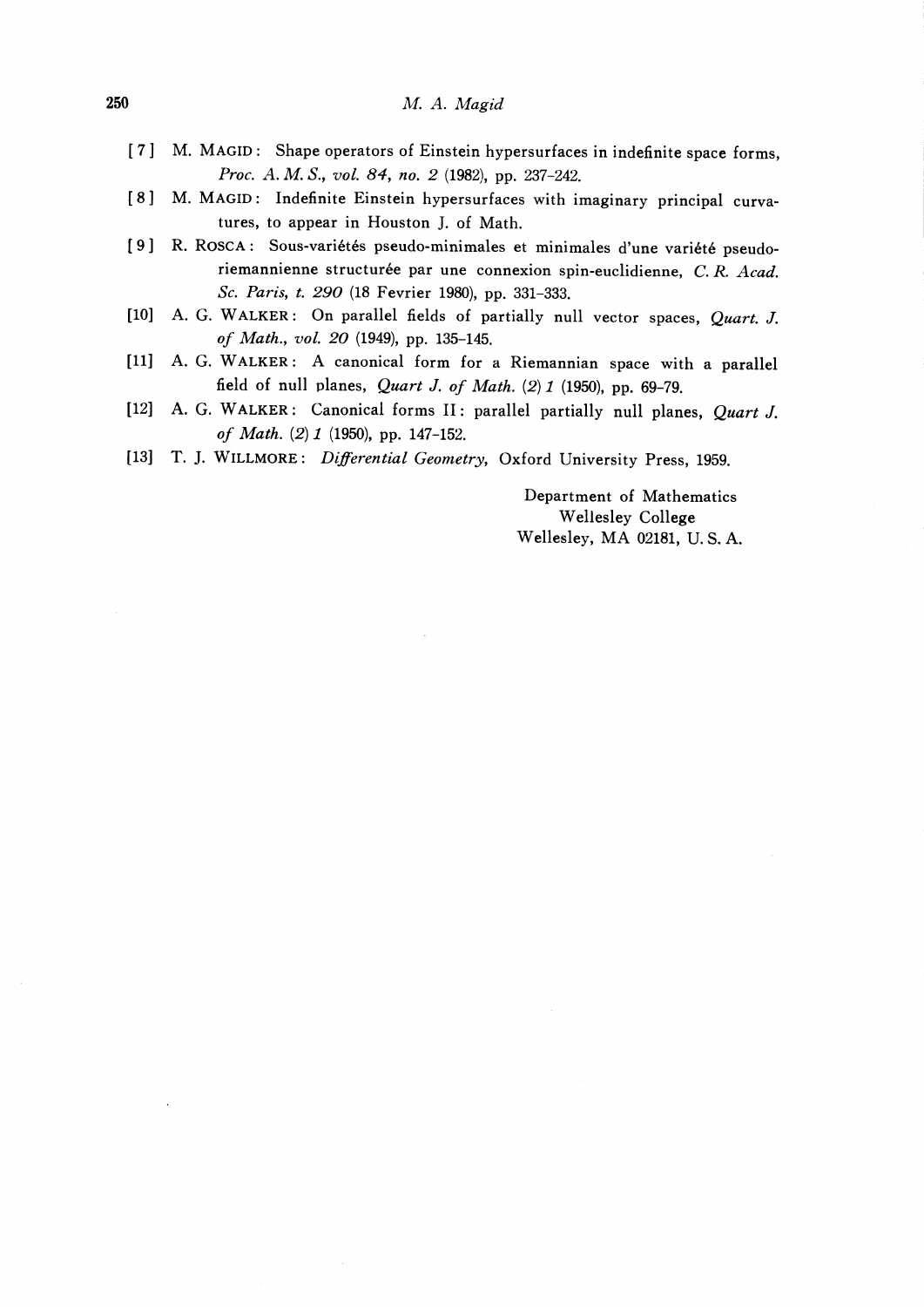[7] M. MAGID: Shape operators of Einstein hypersurfaces in indefinite space forms, *Proc. A. M. S., vol. 84, no. 2* (1982), pp. 237–242.

[8] M. MAGID: Indefinite Einstein hypersurfaces with imaginary principal curvatures, to appear in Houston J. of Math.

[9] R. ROSCA: Sous-variétés pseudo-minimales et minimales d'une variété pseudo-riemannienne structurée par une connexion spin-euclidienne, *C. R. Acad. Sc. Paris, t. 290* (18 Fevrier 1980), pp. 331–333.

[10] A. G. WALKER: On parallel fields of partially null vector spaces, *Quart. J. of Math., vol. 20* (1949), pp. 135–145.

[11] A. G. WALKER: A canonical form for a Riemannian space with a parallel field of null planes, *Quart J. of Math. (2) 1* (1950), pp. 69–79.

[12] A. G. WALKER: Canonical forms II: parallel partially null planes, *Quart J. of Math. (2) 1* (1950), pp. 147–152.

[13] T. J. WILLMORE: *Differential Geometry*, Oxford University Press, 1959.

Department of Mathematics
Wellesley College
Wellesley, MA 02181, U. S. A.